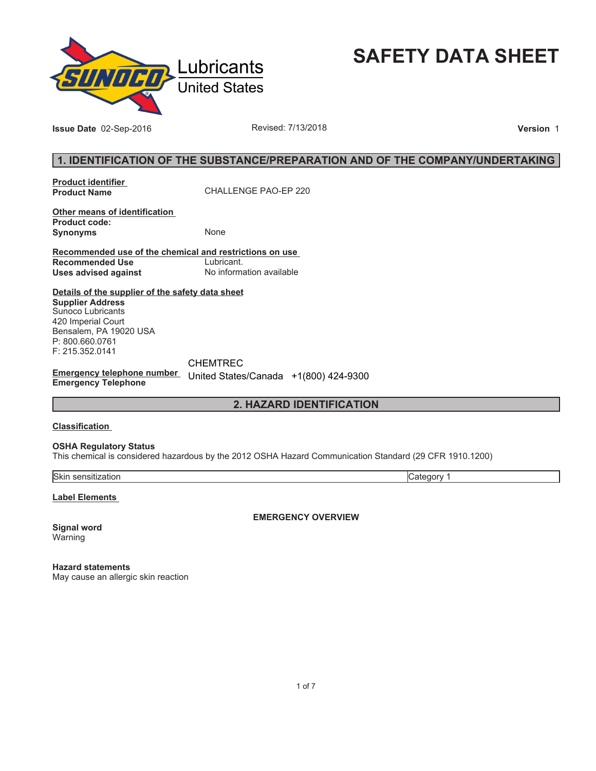Lubricants
United States

# SAFETY DATA SHEET

**Issue Date** 02-Sep-2016 Revised: 7/13/2018 **Version** 1

## 1. IDENTIFICATION OF THE SUBSTANCE/PREPARATION AND OF THE COMPANY/UNDERTAKING

**Product identifier**
**Product Name** CHALLENGE PAO-EP 220

**Other means of identification**
**Product code:**
**Synonyms** None

**Recommended use of the chemical and restrictions on use**
**Recommended Use** Lubricant.
**Uses advised against** No information available

**Details of the supplier of the safety data sheet**
**Supplier Address**
Sunoco Lubricants
420 Imperial Court
Bensalem, PA 19020 USA
P: 800.660.0761
F: 215.352.0141

**Emergency telephone number**
**Emergency Telephone** CHEMTREC
United States/Canada +1(800) 424-9300

## 2. HAZARD IDENTIFICATION

**Classification**

**OSHA Regulatory Status**
This chemical is considered hazardous by the 2012 OSHA Hazard Communication Standard (29 CFR 1910.1200)

| Skin sensitization | Category 1 |
|---|---|

**Label Elements**

**EMERGENCY OVERVIEW**

**Signal word**
Warning

**Hazard statements**
May cause an allergic skin reaction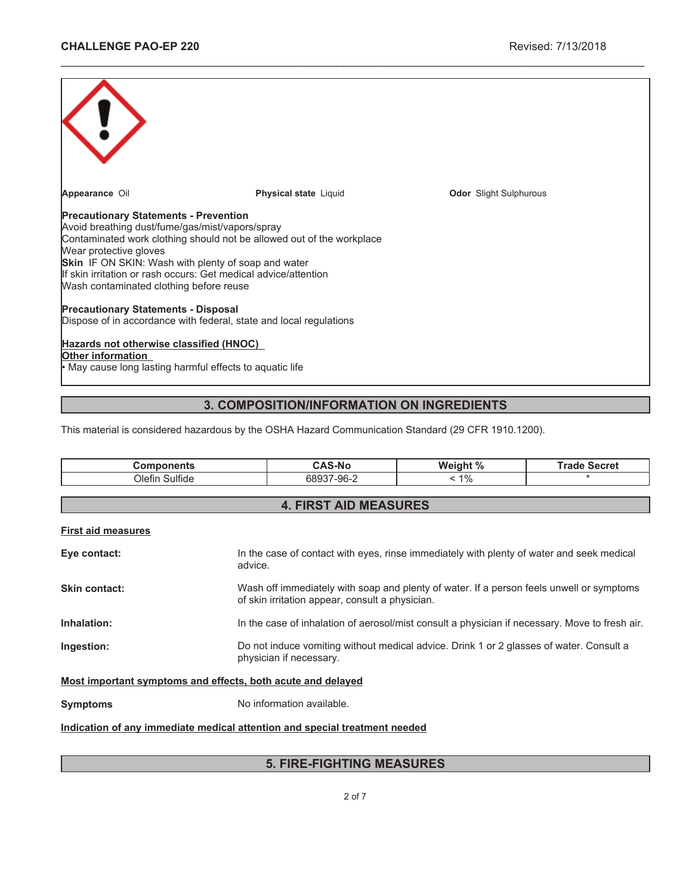**Appearance** Oil

**Physical state** Liquid

**Odor** Slight Sulphurous

**Precautionary Statements - Prevention**
Avoid breathing dust/fume/gas/mist/vapors/spray
Contaminated work clothing should not be allowed out of the workplace
Wear protective gloves
**Skin** IF ON SKIN: Wash with plenty of soap and water
If skin irritation or rash occurs: Get medical advice/attention
Wash contaminated clothing before reuse

**Precautionary Statements - Disposal**
Dispose of in accordance with federal, state and local regulations

**Hazards not otherwise classified (HNOC)**
**Other information**
• May cause long lasting harmful effects to aquatic life

## 3. COMPOSITION/INFORMATION ON INGREDIENTS

This material is considered hazardous by the OSHA Hazard Communication Standard (29 CFR 1910.1200).

| Components | CAS-No | Weight % | Trade Secret |
|---|---|---|---|
| Olefin Sulfide | 68937-96-2 | < 1% | * |

## 4. FIRST AID MEASURES

**First aid measures**

**Eye contact:** In the case of contact with eyes, rinse immediately with plenty of water and seek medical advice.

**Skin contact:** Wash off immediately with soap and plenty of water. If a person feels unwell or symptoms of skin irritation appear, consult a physician.

**Inhalation:** In the case of inhalation of aerosol/mist consult a physician if necessary. Move to fresh air.

**Ingestion:** Do not induce vomiting without medical advice. Drink 1 or 2 glasses of water. Consult a physician if necessary.

**Most important symptoms and effects, both acute and delayed**

**Symptoms** No information available.

**Indication of any immediate medical attention and special treatment needed**

## 5. FIRE-FIGHTING MEASURES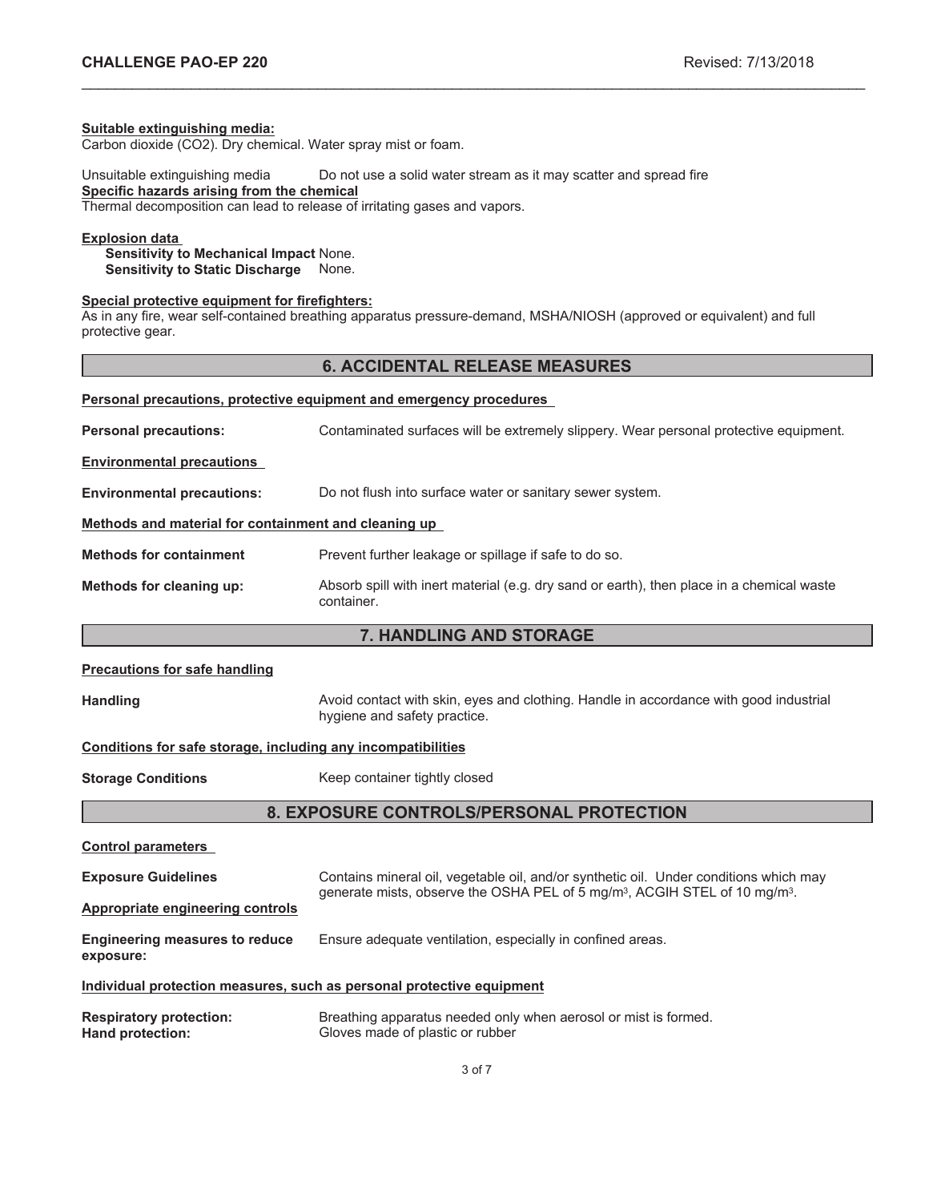**Suitable extinguishing media:**
Carbon dioxide ($CO_2$). Dry chemical. Water spray mist or foam.

Unsuitable extinguishing media: Do not use a solid water stream as it may scatter and spread fire

**Specific hazards arising from the chemical**
Thermal decomposition can lead to release of irritating gases and vapors.

**Explosion data**
**Sensitivity to Mechanical Impact** None.
**Sensitivity to Static Discharge** None.

**Special protective equipment for firefighters:**
As in any fire, wear self-contained breathing apparatus pressure-demand, MSHA/NIOSH (approved or equivalent) and full protective gear.

## 6. ACCIDENTAL RELEASE MEASURES

**Personal precautions, protective equipment and emergency procedures**

**Personal precautions:** Contaminated surfaces will be extremely slippery. Wear personal protective equipment.

**Environmental precautions**

**Environmental precautions:** Do not flush into surface water or sanitary sewer system.

**Methods and material for containment and cleaning up**

**Methods for containment:** Prevent further leakage or spillage if safe to do so.

**Methods for cleaning up:** Absorb spill with inert material (e.g. dry sand or earth), then place in a chemical waste container.

## 7. HANDLING AND STORAGE

**Precautions for safe handling**

**Handling:** Avoid contact with skin, eyes and clothing. Handle in accordance with good industrial hygiene and safety practice.

**Conditions for safe storage, including any incompatibilities**

**Storage Conditions:** Keep container tightly closed

## 8. EXPOSURE CONTROLS/PERSONAL PROTECTION

**Control parameters**

**Exposure Guidelines:** Contains mineral oil, vegetable oil, and/or synthetic oil. Under conditions which may generate mists, observe the OSHA PEL of 5 $mg/m^3$, ACGIH STEL of 10 $mg/m^3$.

**Appropriate engineering controls**

**Engineering measures to reduce exposure:** Ensure adequate ventilation, especially in confined areas.

**Individual protection measures, such as personal protective equipment**

**Respiratory protection:** Breathing apparatus needed only when aerosol or mist is formed.
**Hand protection:** Gloves made of plastic or rubber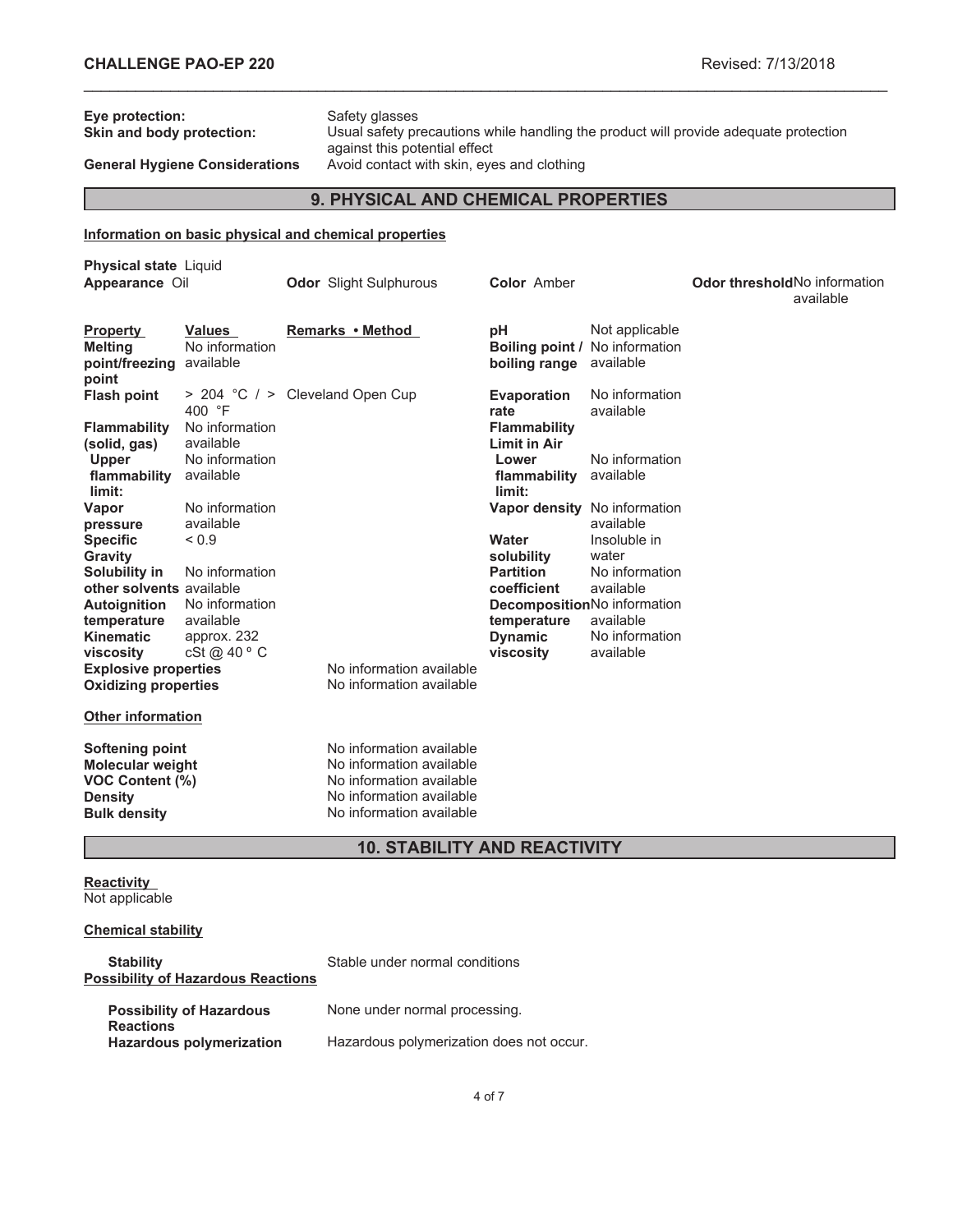**Eye protection:** Safety glasses

**Skin and body protection:** Usual safety precautions while handling the product will provide adequate protection against this potential effect

**General Hygiene Considerations** Avoid contact with skin, eyes and clothing

## 9. PHYSICAL AND CHEMICAL PROPERTIES

**Information on basic physical and chemical properties**

**Physical state** Liquid

**Appearance** Oil

**Odor** Slight Sulphurous

**Color** Amber

**Odor threshold** No information available

| Property | Values | Remarks • Method | | |
|---|---|---|---|---|
| **Melting point/freezing point** | No information available | | **pH** | Not applicable |
| | | | **Boiling point / boiling range** | No information available |
| **Flash point** | > 204 °C / > 400 °F | Cleveland Open Cup | **Evaporation rate** | No information available |
| **Flammability (solid, gas)** | No information available | | **Flammability Limit in Air** | |
| **Upper flammability limit:** | No information available | | **Lower flammability limit:** | No information available |
| **Vapor pressure** | No information available | | **Vapor density** | No information available |
| **Specific Gravity** | < 0.9 | | **Water solubility** | Insoluble in water |
| **Solubility in other solvents** | No information available | | **Partition coefficient** | No information available |
| **Autoignition temperature** | No information available | | **Decomposition temperature** | No information available |
| **Kinematic viscosity** | approx. 232 cSt @ 40 º C | | **Dynamic viscosity** | No information available |
| **Explosive properties** | | No information available | | |
| **Oxidizing properties** | | No information available | | |

**Other information**

| | |
|---|---|
| **Softening point** | No information available |
| **Molecular weight** | No information available |
| **VOC Content (%)** | No information available |
| **Density** | No information available |
| **Bulk density** | No information available |

## 10. STABILITY AND REACTIVITY

**Reactivity**

Not applicable

**Chemical stability**

**Stability** Stable under normal conditions

**Possibility of Hazardous Reactions**

**Possibility of Hazardous Reactions** None under normal processing.

**Hazardous polymerization** Hazardous polymerization does not occur.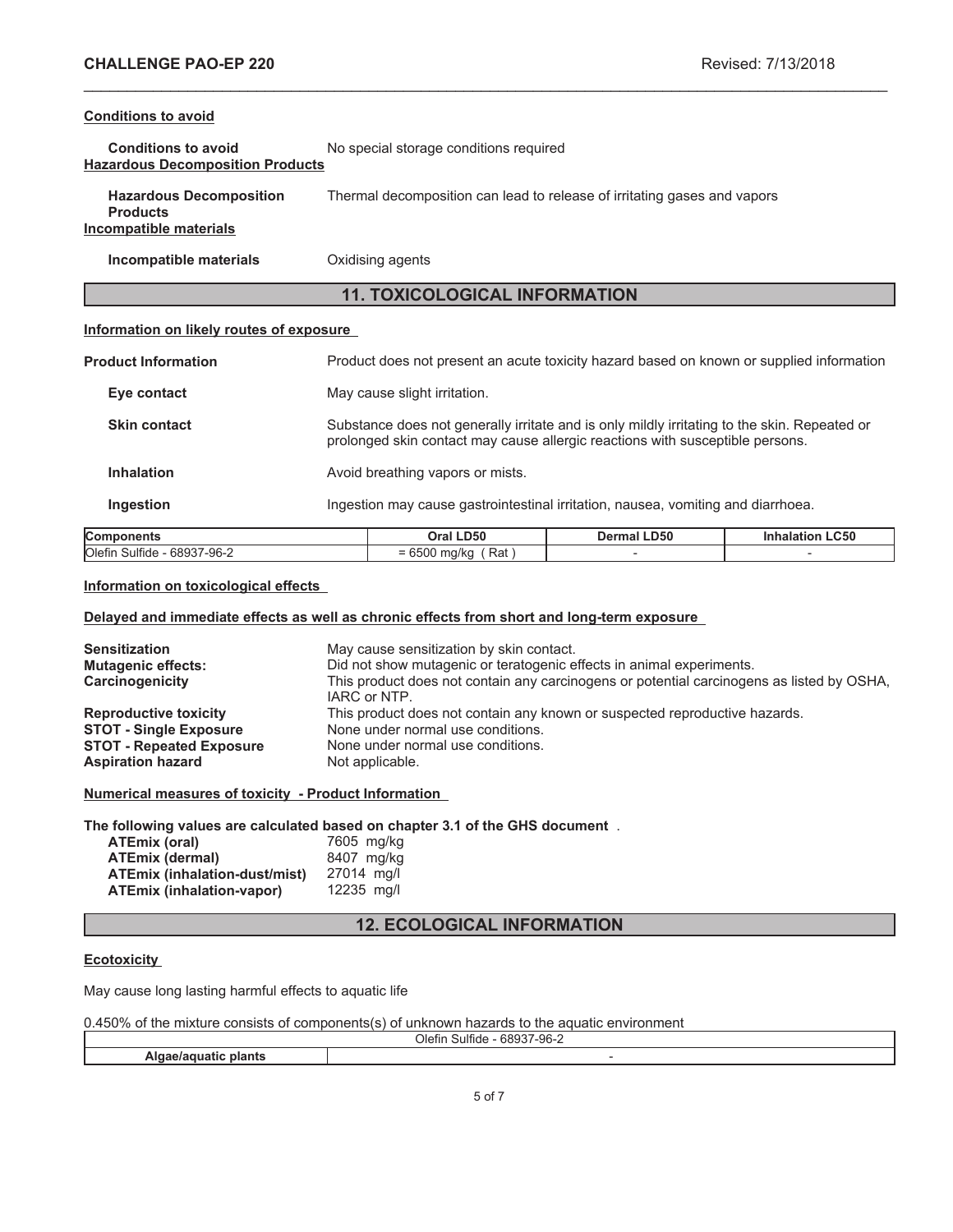#### Conditions to avoid

**Conditions to avoid** No special storage conditions required

#### Hazardous Decomposition Products

**Hazardous Decomposition Products** Thermal decomposition can lead to release of irritating gases and vapors

#### Incompatible materials

**Incompatible materials** Oxidising agents

## 11. TOXICOLOGICAL INFORMATION

#### Information on likely routes of exposure

**Product Information** Product does not present an acute toxicity hazard based on known or supplied information

**Eye contact** May cause slight irritation.

**Skin contact** Substance does not generally irritate and is only mildly irritating to the skin. Repeated or prolonged skin contact may cause allergic reactions with susceptible persons.

**Inhalation** Avoid breathing vapors or mists.

**Ingestion** Ingestion may cause gastrointestinal irritation, nausea, vomiting and diarrhoea.

| Components | Oral LD50 | Dermal LD50 | Inhalation LC50 |
|---|---|---|---|
| Olefin Sulfide - 68937-96-2 | = 6500 mg/kg ( Rat ) | - | - |

#### Information on toxicological effects

#### Delayed and immediate effects as well as chronic effects from short and long-term exposure

**Sensitization** May cause sensitization by skin contact.
**Mutagenic effects:** Did not show mutagenic or teratogenic effects in animal experiments.
**Carcinogenicity** This product does not contain any carcinogens or potential carcinogens as listed by OSHA, IARC or NTP.
**Reproductive toxicity** This product does not contain any known or suspected reproductive hazards.
**STOT - Single Exposure** None under normal use conditions.
**STOT - Repeated Exposure** None under normal use conditions.
**Aspiration hazard** Not applicable.

#### Numerical measures of toxicity - Product Information

**The following values are calculated based on chapter 3.1 of the GHS document** .

**ATEmix (oral)** 7605 mg/kg
**ATEmix (dermal)** 8407 mg/kg
**ATEmix (inhalation-dust/mist)** 27014 mg/l
**ATEmix (inhalation-vapor)** 12235 mg/l

## 12. ECOLOGICAL INFORMATION

#### Ecotoxicity

May cause long lasting harmful effects to aquatic life

0.450% of the mixture consists of components(s) of unknown hazards to the aquatic environment

| | Olefin Sulfide - 68937-96-2 |
|---|---|
| **Algae/aquatic plants** | - |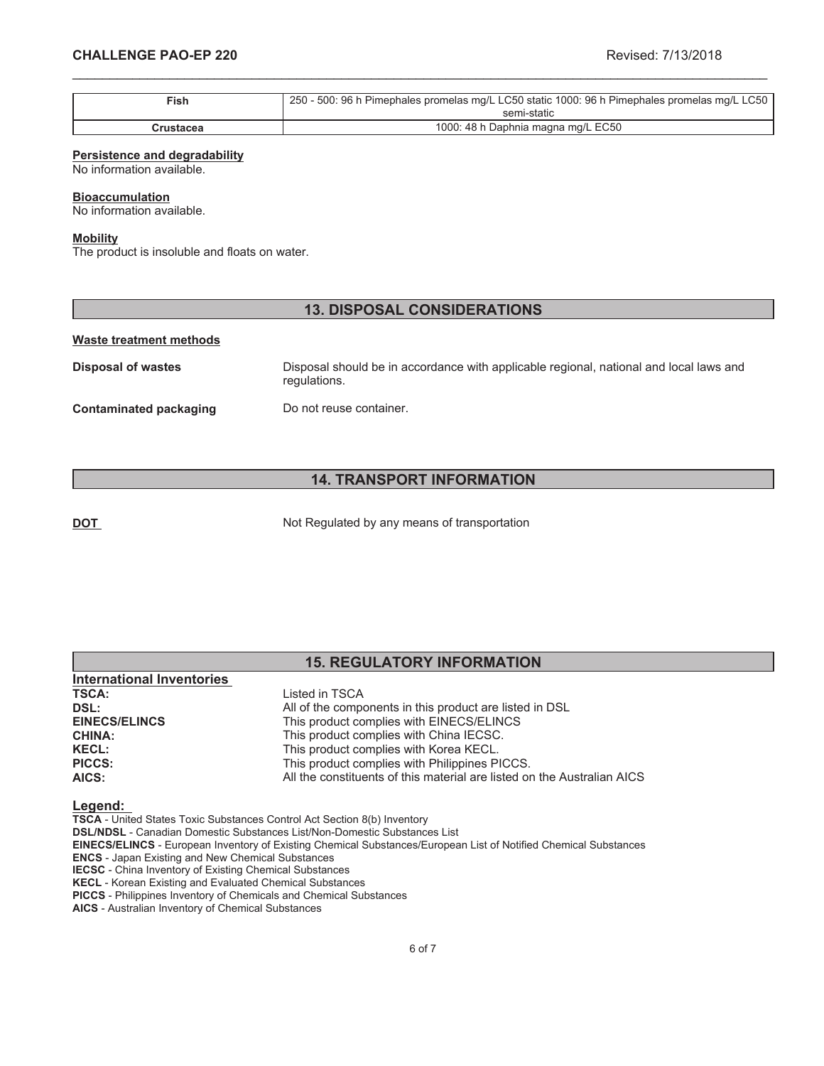| Fish | 250 - 500: 96 h Pimephales promelas mg/L LC50 static 1000: 96 h Pimephales promelas mg/L LC50 semi-static |
|---|---|
| Crustacea | 1000: 48 h Daphnia magna mg/L EC50 |

**Persistence and degradability**

No information available.

**Bioaccumulation**

No information available.

**Mobility**

The product is insoluble and floats on water.

## 13. DISPOSAL CONSIDERATIONS

**Waste treatment methods**

**Disposal of wastes** Disposal should be in accordance with applicable regional, national and local laws and regulations.

**Contaminated packaging** Do not reuse container.

## 14. TRANSPORT INFORMATION

**DOT** Not Regulated by any means of transportation

## 15. REGULATORY INFORMATION

**International Inventories**

**TSCA:** Listed in TSCA
**DSL:** All of the components in this product are listed in DSL
**EINECS/ELINCS** This product complies with EINECS/ELINCS
**CHINA:** This product complies with China IECSC.
**KECL:** This product complies with Korea KECL.
**PICCS:** This product complies with Philippines PICCS.
**AICS:** All the constituents of this material are listed on the Australian AICS

**Legend:**

**TSCA** - United States Toxic Substances Control Act Section 8(b) Inventory
**DSL/NDSL** - Canadian Domestic Substances List/Non-Domestic Substances List
**EINECS/ELINCS** - European Inventory of Existing Chemical Substances/European List of Notified Chemical Substances
**ENCS** - Japan Existing and New Chemical Substances
**IECSC** - China Inventory of Existing Chemical Substances
**KECL** - Korean Existing and Evaluated Chemical Substances
**PICCS** - Philippines Inventory of Chemicals and Chemical Substances
**AICS** - Australian Inventory of Chemical Substances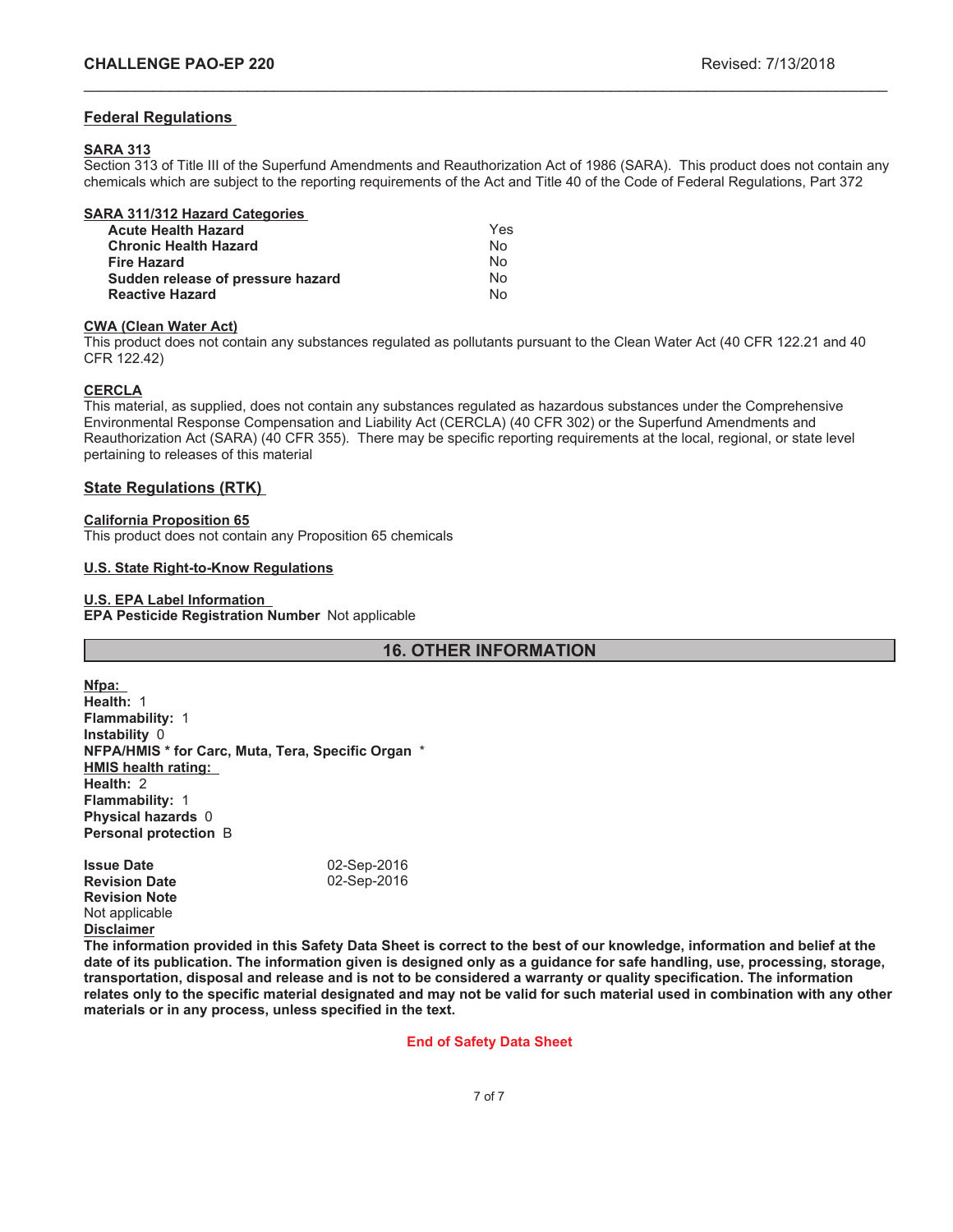## Federal Regulations

### SARA 313

Section 313 of Title III of the Superfund Amendments and Reauthorization Act of 1986 (SARA). This product does not contain any chemicals which are subject to the reporting requirements of the Act and Title 40 of the Code of Federal Regulations, Part 372

### SARA 311/312 Hazard Categories

| | |
|---|---|
| **Acute Health Hazard** | Yes |
| **Chronic Health Hazard** | No |
| **Fire Hazard** | No |
| **Sudden release of pressure hazard** | No |
| **Reactive Hazard** | No |

### CWA (Clean Water Act)

This product does not contain any substances regulated as pollutants pursuant to the Clean Water Act (40 CFR 122.21 and 40 CFR 122.42)

### CERCLA

This material, as supplied, does not contain any substances regulated as hazardous substances under the Comprehensive Environmental Response Compensation and Liability Act (CERCLA) (40 CFR 302) or the Superfund Amendments and Reauthorization Act (SARA) (40 CFR 355). There may be specific reporting requirements at the local, regional, or state level pertaining to releases of this material

## State Regulations (RTK)

### California Proposition 65

This product does not contain any Proposition 65 chemicals

### U.S. State Right-to-Know Regulations

### U.S. EPA Label Information

**EPA Pesticide Registration Number** Not applicable

## 16. OTHER INFORMATION

**Nfpa:**
**Health:** 1
**Flammability:** 1
**Instability** 0
**NFPA/HMIS * for Carc, Muta, Tera, Specific Organ** *

**HMIS health rating:**
**Health:** 2
**Flammability:** 1
**Physical hazards** 0
**Personal protection** B

| | |
|---|---|
| **Issue Date** | 02-Sep-2016 |
| **Revision Date** | 02-Sep-2016 |

**Revision Note**
Not applicable

**Disclaimer**

**The information provided in this Safety Data Sheet is correct to the best of our knowledge, information and belief at the date of its publication. The information given is designed only as a guidance for safe handling, use, processing, storage, transportation, disposal and release and is not to be considered a warranty or quality specification. The information relates only to the specific material designated and may not be valid for such material used in combination with any other materials or in any process, unless specified in the text.**

**End of Safety Data Sheet**